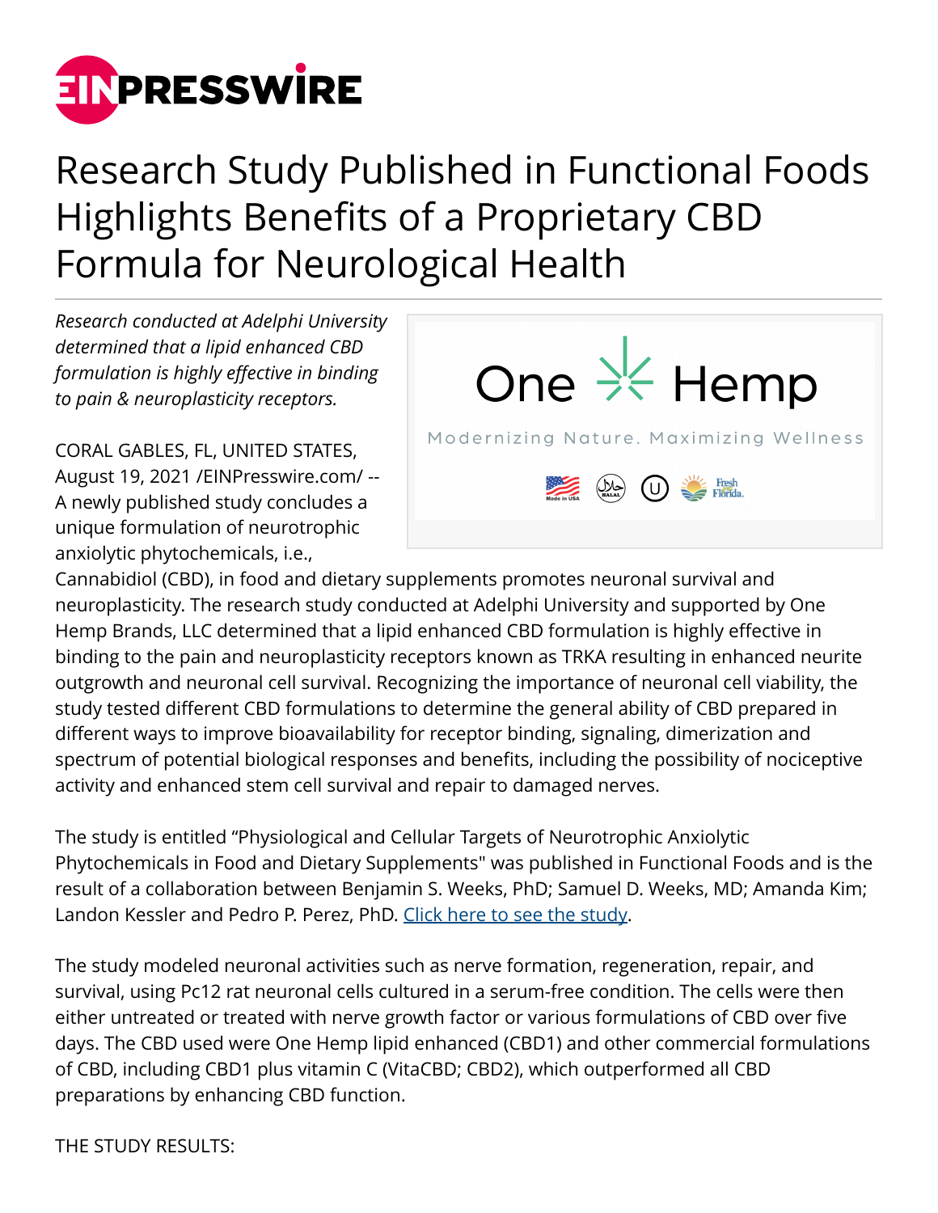# Research Study Published in Functional Foods Highlights Benefits of a Proprietary CBD Formula for Neurological Health

*Research conducted at Adelphi University determined that a lipid enhanced CBD formulation is highly effective in binding to pain & neuroplasticity receptors.*

CORAL GABLES, FL, UNITED STATES, August 19, 2021 /EINPresswire.com/ -- A newly published study concludes a unique formulation of neurotrophic anxiolytic phytochemicals, i.e., Cannabidiol (CBD), in food and dietary supplements promotes neuronal survival and neuroplasticity. The research study conducted at Adelphi University and supported by One Hemp Brands, LLC determined that a lipid enhanced CBD formulation is highly effective in binding to the pain and neuroplasticity receptors known as TRKA resulting in enhanced neurite outgrowth and neuronal cell survival. Recognizing the importance of neuronal cell viability, the study tested different CBD formulations to determine the general ability of CBD prepared in different ways to improve bioavailability for receptor binding, signaling, dimerization and spectrum of potential biological responses and benefits, including the possibility of nociceptive activity and enhanced stem cell survival and repair to damaged nerves.

The study is entitled "Physiological and Cellular Targets of Neurotrophic Anxiolytic Phytochemicals in Food and Dietary Supplements" was published in Functional Foods and is the result of a collaboration between Benjamin S. Weeks, PhD; Samuel D. Weeks, MD; Amanda Kim; Landon Kessler and Pedro P. Perez, PhD. Click here to see the study.

The study modeled neuronal activities such as nerve formation, regeneration, repair, and survival, using Pc12 rat neuronal cells cultured in a serum-free condition. The cells were then either untreated or treated with nerve growth factor or various formulations of CBD over five days. The CBD used were One Hemp lipid enhanced (CBD1) and other commercial formulations of CBD, including CBD1 plus vitamin C (VitaCBD; CBD2), which outperformed all CBD preparations by enhancing CBD function.

THE STUDY RESULTS: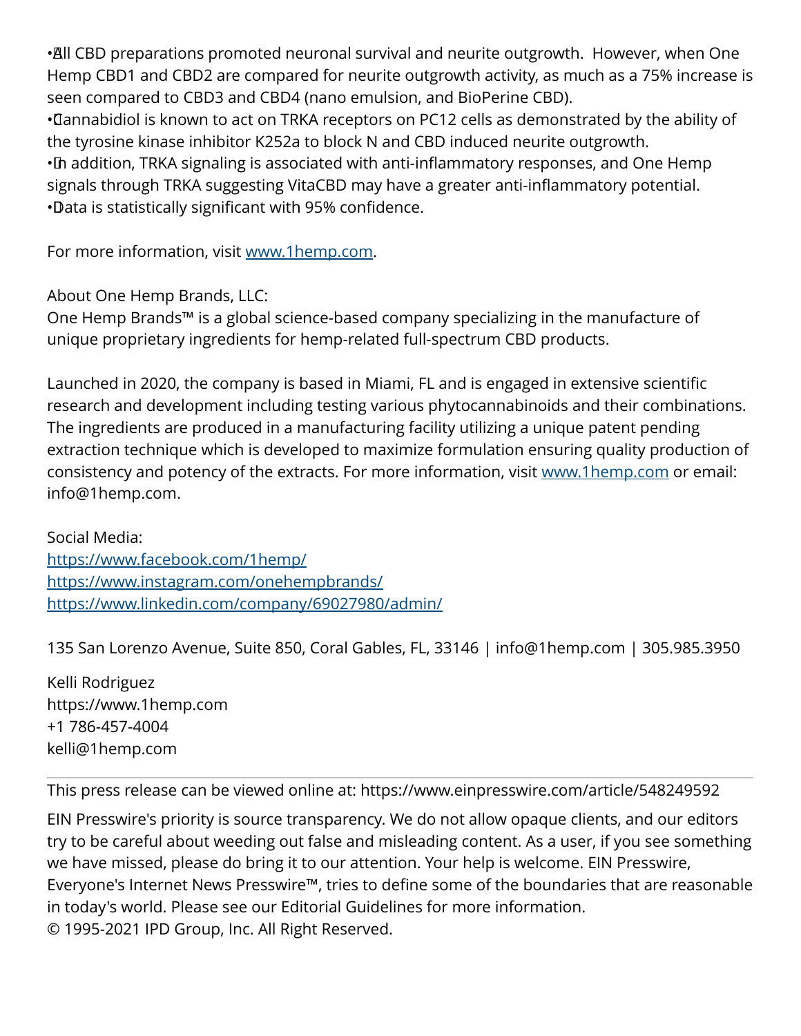- All CBD preparations promoted neuronal survival and neurite outgrowth. However, when One Hemp CBD1 and CBD2 are compared for neurite outgrowth activity, as much as a 75% increase is seen compared to CBD3 and CBD4 (nano emulsion, and BioPerine CBD).
- Cannabidiol is known to act on TRKA receptors on PC12 cells as demonstrated by the ability of the tyrosine kinase inhibitor K252a to block N and CBD induced neurite outgrowth.
- In addition, TRKA signaling is associated with anti-inflammatory responses, and One Hemp signals through TRKA suggesting VitaCBD may have a greater anti-inflammatory potential.
- Data is statistically significant with 95% confidence.

For more information, visit [www.1hemp.com](www.1hemp.com).

About One Hemp Brands, LLC:
One Hemp Brands™ is a global science-based company specializing in the manufacture of unique proprietary ingredients for hemp-related full-spectrum CBD products.

Launched in 2020, the company is based in Miami, FL and is engaged in extensive scientific research and development including testing various phytocannabinoids and their combinations. The ingredients are produced in a manufacturing facility utilizing a unique patent pending extraction technique which is developed to maximize formulation ensuring quality production of consistency and potency of the extracts. For more information, visit [www.1hemp.com](www.1hemp.com) or email: info@1hemp.com.

Social Media:
https://www.facebook.com/1hemp/
https://www.instagram.com/onehempbrands/
https://www.linkedin.com/company/69027980/admin/

135 San Lorenzo Avenue, Suite 850, Coral Gables, FL, 33146 | info@1hemp.com | 305.985.3950

Kelli Rodriguez
https://www.1hemp.com
+1 786-457-4004
kelli@1hemp.com

---

This press release can be viewed online at: https://www.einpresswire.com/article/548249592

EIN Presswire's priority is source transparency. We do not allow opaque clients, and our editors try to be careful about weeding out false and misleading content. As a user, if you see something we have missed, please do bring it to our attention. Your help is welcome. EIN Presswire, Everyone's Internet News Presswire™, tries to define some of the boundaries that are reasonable in today's world. Please see our Editorial Guidelines for more information.
© 1995-2021 IPD Group, Inc. All Right Reserved.